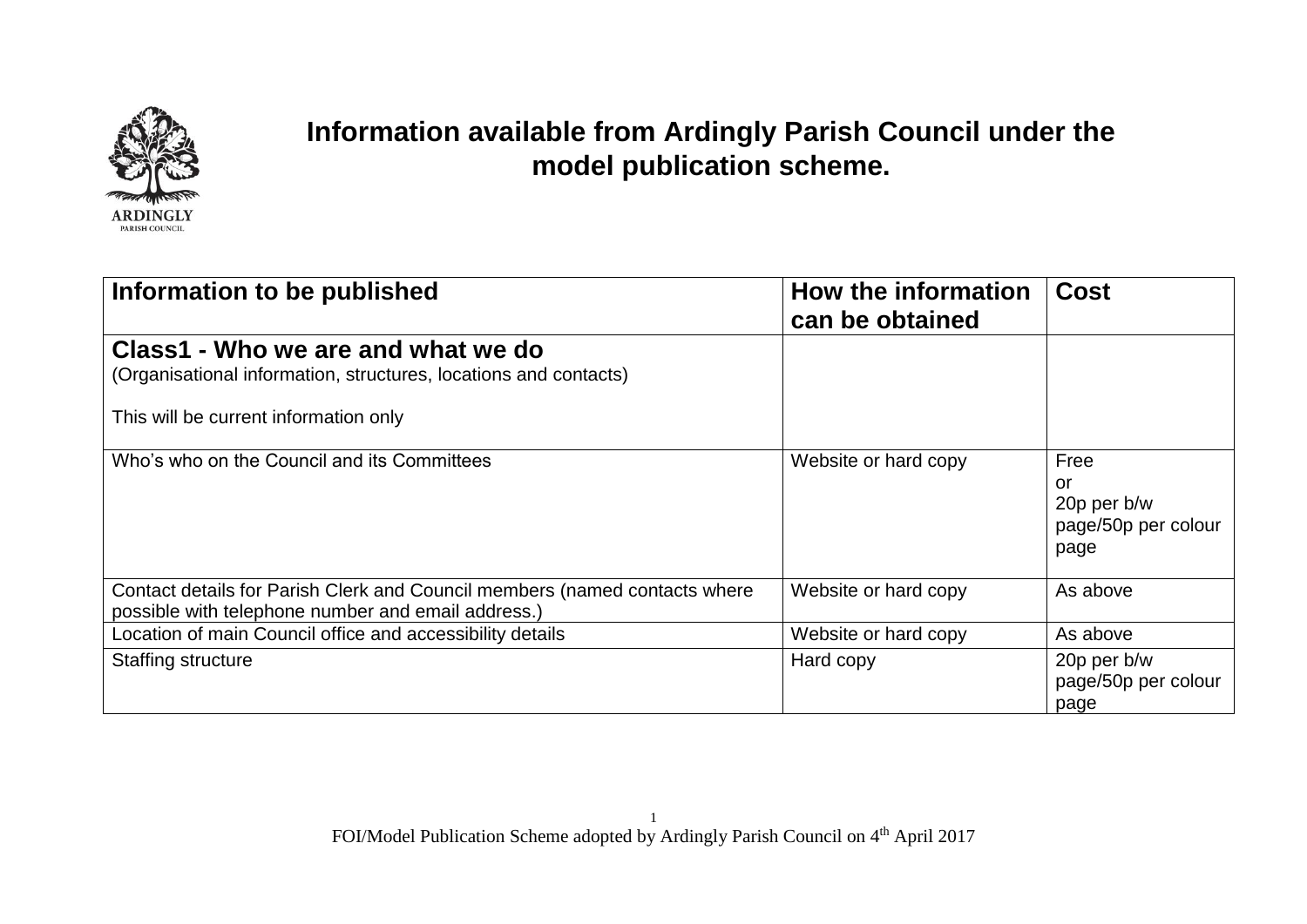# Information available from Ardingly Parish Council under the model publication scheme.

| Information to be published | How the information can be obtained | Cost |
|---|---|---|
| **Class1 - Who we are and what we do**<br>(Organisational information, structures, locations and contacts)<br><br>This will be current information only | | |
| Who's who on the Council and its Committees | Website or hard copy | Free<br>or<br>20p per b/w page/50p per colour page |
| Contact details for Parish Clerk and Council members (named contacts where possible with telephone number and email address.) | Website or hard copy | As above |
| Location of main Council office and accessibility details | Website or hard copy | As above |
| Staffing structure | Hard copy | 20p per b/w page/50p per colour page |

FOI/Model Publication Scheme adopted by Ardingly Parish Council on 4th April 2017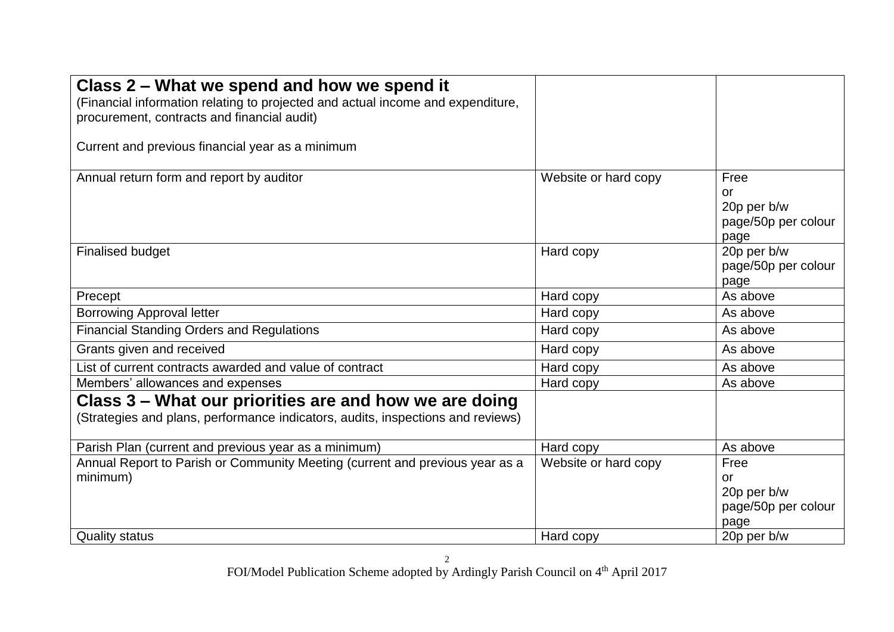| **Class 2 – What we spend and how we spend it**<br>(Financial information relating to projected and actual income and expenditure, procurement, contracts and financial audit)<br><br>Current and previous financial year as a minimum | | |
|---|---|---|
| Annual return form and report by auditor | Website or hard copy | Free<br>or<br>20p per b/w page/50p per colour page |
| Finalised budget | Hard copy | 20p per b/w page/50p per colour page |
| Precept | Hard copy | As above |
| Borrowing Approval letter | Hard copy | As above |
| Financial Standing Orders and Regulations | Hard copy | As above |
| Grants given and received | Hard copy | As above |
| List of current contracts awarded and value of contract | Hard copy | As above |
| Members' allowances and expenses | Hard copy | As above |
| **Class 3 – What our priorities are and how we are doing**<br>(Strategies and plans, performance indicators, audits, inspections and reviews) | | |
| Parish Plan (current and previous year as a minimum) | Hard copy | As above |
| Annual Report to Parish or Community Meeting (current and previous year as a minimum) | Website or hard copy | Free<br>or<br>20p per b/w page/50p per colour page |
| Quality status | Hard copy | 20p per b/w |

FOI/Model Publication Scheme adopted by Ardingly Parish Council on 4th April 2017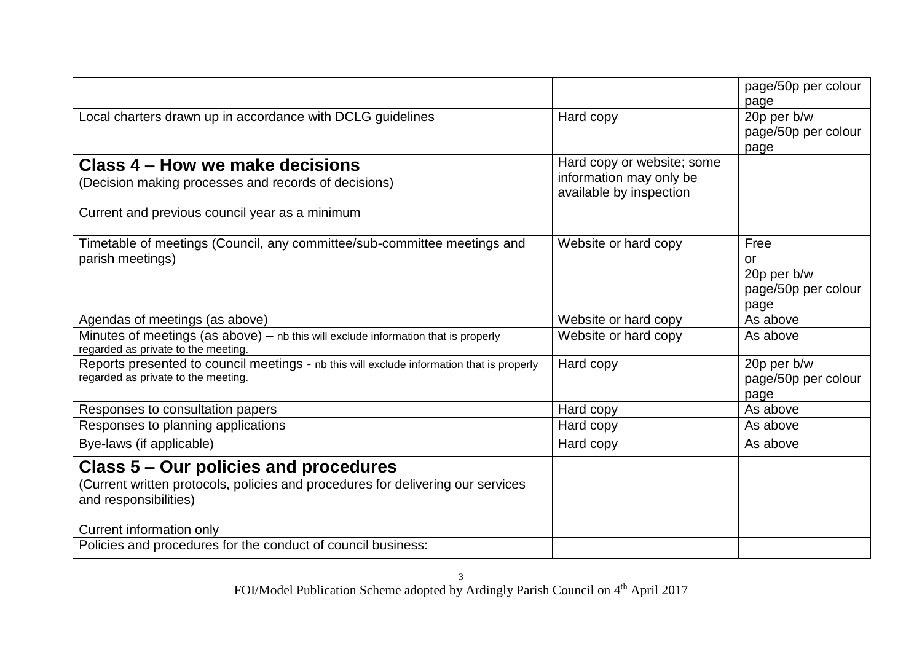| | | |
|---|---|---|
| | | page/50p per colour page |
| Local charters drawn up in accordance with DCLG guidelines | Hard copy | 20p per b/w page/50p per colour page |
| **Class 4 – How we make decisions**<br>(Decision making processes and records of decisions)<br><br>Current and previous council year as a minimum | Hard copy or website; some information may only be available by inspection | |
| Timetable of meetings (Council, any committee/sub-committee meetings and parish meetings) | Website or hard copy | Free<br>or<br>20p per b/w page/50p per colour page |
| Agendas of meetings (as above) | Website or hard copy | As above |
| Minutes of meetings (as above) – nb this will exclude information that is properly regarded as private to the meeting. | Website or hard copy | As above |
| Reports presented to council meetings - nb this will exclude information that is properly regarded as private to the meeting. | Hard copy | 20p per b/w page/50p per colour page |
| Responses to consultation papers | Hard copy | As above |
| Responses to planning applications | Hard copy | As above |
| Bye-laws (if applicable) | Hard copy | As above |
| **Class 5 – Our policies and procedures**<br>(Current written protocols, policies and procedures for delivering our services and responsibilities)<br><br>Current information only | | |
| Policies and procedures for the conduct of council business: | | |

FOI/Model Publication Scheme adopted by Ardingly Parish Council on 4th April 2017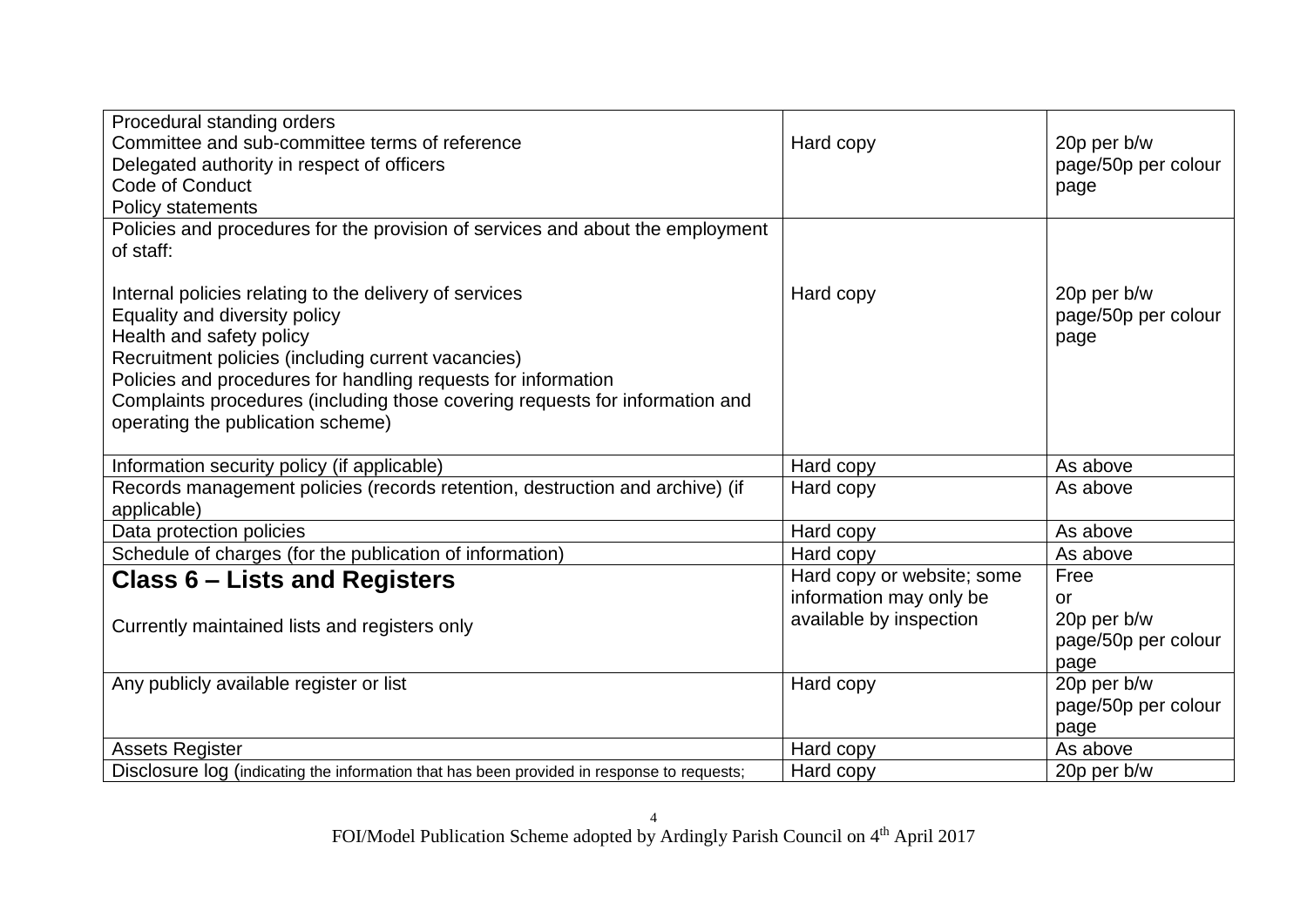| | | |
|---|---|---|
| Procedural standing orders<br>Committee and sub-committee terms of reference<br>Delegated authority in respect of officers<br>Code of Conduct<br>Policy statements | Hard copy | 20p per b/w page/50p per colour page |
| Policies and procedures for the provision of services and about the employment of staff:<br><br>Internal policies relating to the delivery of services<br>Equality and diversity policy<br>Health and safety policy<br>Recruitment policies (including current vacancies)<br>Policies and procedures for handling requests for information<br>Complaints procedures (including those covering requests for information and operating the publication scheme) | Hard copy | 20p per b/w page/50p per colour page |
| Information security policy (if applicable) | Hard copy | As above |
| Records management policies (records retention, destruction and archive) (if applicable) | Hard copy | As above |
| Data protection policies | Hard copy | As above |
| Schedule of charges (for the publication of information) | Hard copy | As above |
| **Class 6 – Lists and Registers**<br><br>Currently maintained lists and registers only | Hard copy or website; some information may only be available by inspection | Free<br>or<br>20p per b/w page/50p per colour page |
| Any publicly available register or list | Hard copy | 20p per b/w page/50p per colour page |
| Assets Register | Hard copy | As above |
| Disclosure log (indicating the information that has been provided in response to requests; | Hard copy | 20p per b/w |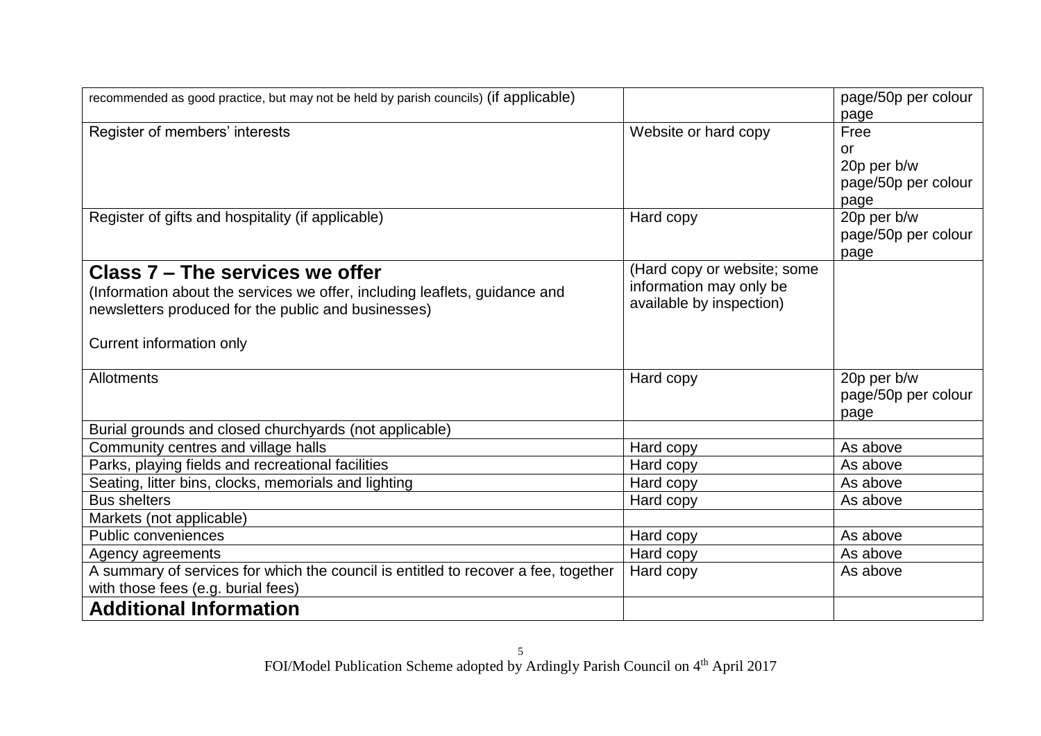| | | |
|---|---|---|
| recommended as good practice, but may not be held by parish councils) (if applicable) | | page/50p per colour page |
| Register of members' interests | Website or hard copy | Free or 20p per b/w page/50p per colour page |
| Register of gifts and hospitality (if applicable) | Hard copy | 20p per b/w page/50p per colour page |
| **Class 7 – The services we offer** (Information about the services we offer, including leaflets, guidance and newsletters produced for the public and businesses) Current information only | (Hard copy or website; some information may only be available by inspection) | |
| Allotments | Hard copy | 20p per b/w page/50p per colour page |
| Burial grounds and closed churchyards (not applicable) | | |
| Community centres and village halls | Hard copy | As above |
| Parks, playing fields and recreational facilities | Hard copy | As above |
| Seating, litter bins, clocks, memorials and lighting | Hard copy | As above |
| Bus shelters | Hard copy | As above |
| Markets (not applicable) | | |
| Public conveniences | Hard copy | As above |
| Agency agreements | Hard copy | As above |
| A summary of services for which the council is entitled to recover a fee, together with those fees (e.g. burial fees) | Hard copy | As above |
| **Additional Information** | | |

FOI/Model Publication Scheme adopted by Ardingly Parish Council on 4th April 2017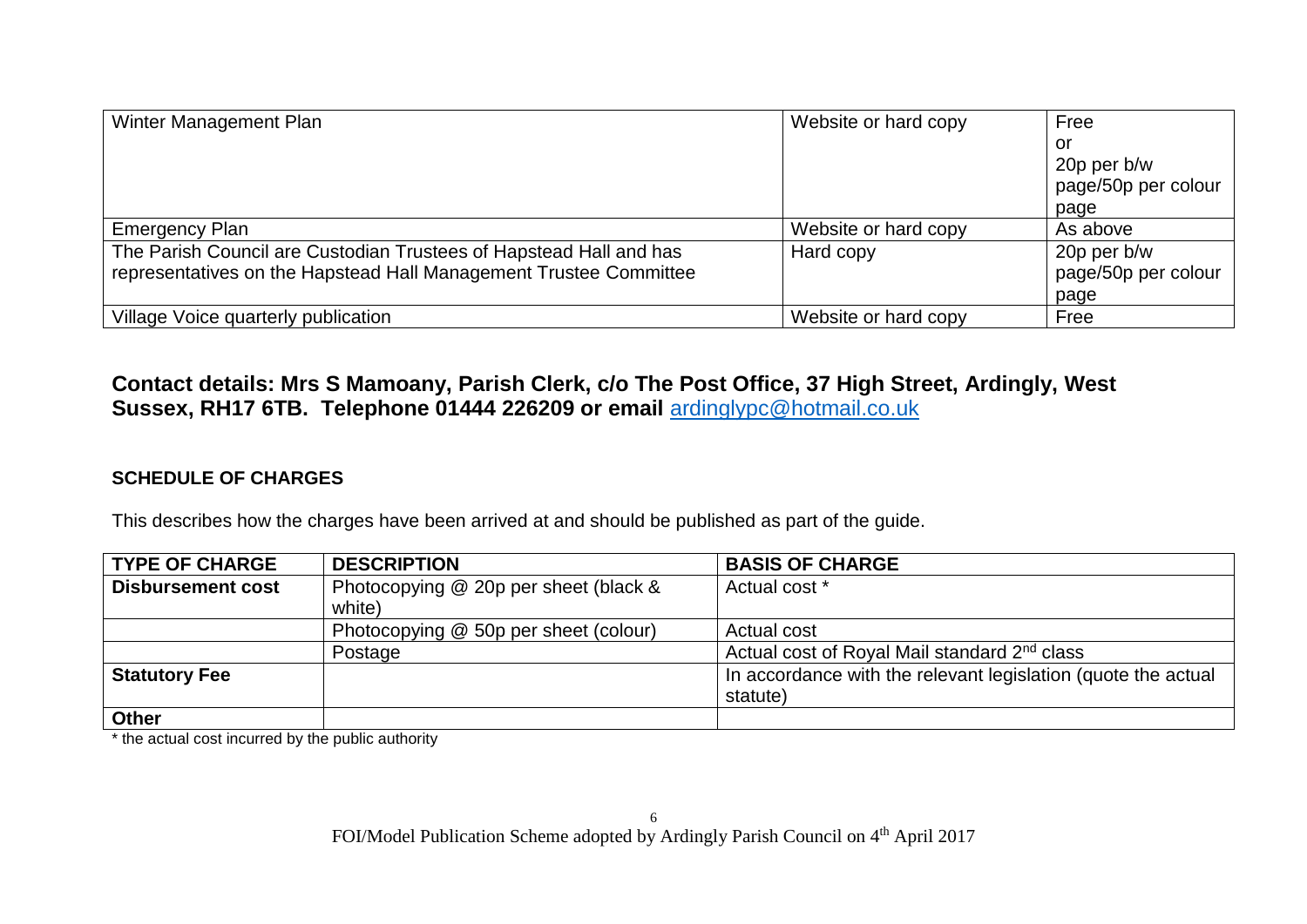| | | |
|---|---|---|
| Winter Management Plan | Website or hard copy | Free<br>or<br>20p per b/w page/50p per colour page |
| Emergency Plan | Website or hard copy | As above |
| The Parish Council are Custodian Trustees of Hapstead Hall and has representatives on the Hapstead Hall Management Trustee Committee | Hard copy | 20p per b/w page/50p per colour page |
| Village Voice quarterly publication | Website or hard copy | Free |

**Contact details: Mrs S Mamoany, Parish Clerk, c/o The Post Office, 37 High Street, Ardingly, West Sussex, RH17 6TB. Telephone 01444 226209 or email** ardinglypc@hotmail.co.uk

**SCHEDULE OF CHARGES**

This describes how the charges have been arrived at and should be published as part of the guide.

| TYPE OF CHARGE | DESCRIPTION | BASIS OF CHARGE |
|---|---|---|
| **Disbursement cost** | Photocopying @ 20p per sheet (black & white) | Actual cost * |
| | Photocopying @ 50p per sheet (colour) | Actual cost |
| | Postage | Actual cost of Royal Mail standard 2nd class |
| **Statutory Fee** | | In accordance with the relevant legislation (quote the actual statute) |
| **Other** | | |

\* the actual cost incurred by the public authority

FOI/Model Publication Scheme adopted by Ardingly Parish Council on 4th April 2017